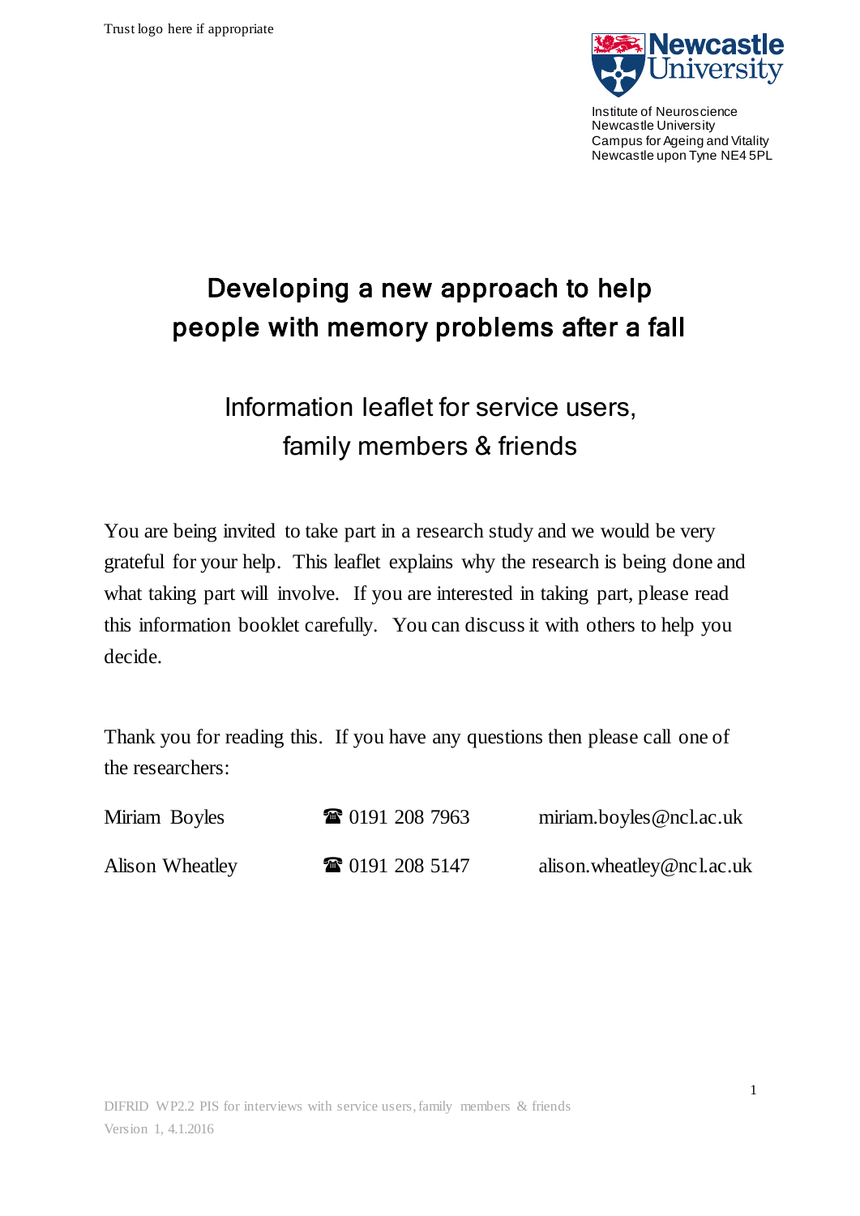Trust logo here if appropriate

Institute of Neuroscience
Newcastle University
Campus for Ageing and Vitality
Newcastle upon Tyne NE4 5PL

# Developing a new approach to help people with memory problems after a fall

## Information leaflet for service users, family members & friends

You are being invited to take part in a research study and we would be very grateful for your help. This leaflet explains why the research is being done and what taking part will involve. If you are interested in taking part, please read this information booklet carefully. You can discuss it with others to help you decide.

Thank you for reading this. If you have any questions then please call one of the researchers:

| | | |
|---|---|---|
| Miriam Boyles | ☎ 0191 208 7963 | miriam.boyles@ncl.ac.uk |
| Alison Wheatley | ☎ 0191 208 5147 | alison.wheatley@ncl.ac.uk |

DIFRID WP2.2 PIS for interviews with service users, family members & friends
Version 1, 4.1.2016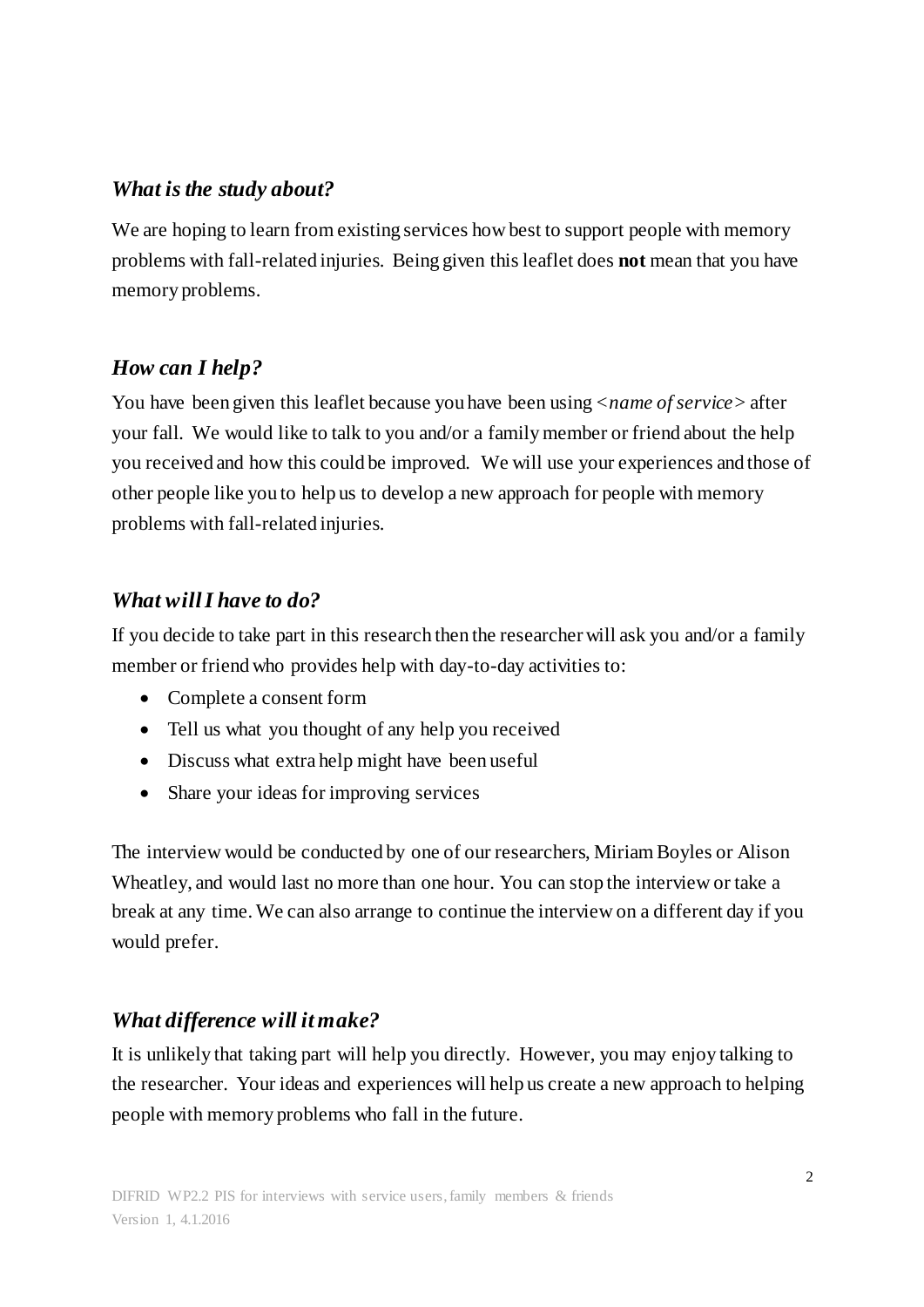## *What is the study about?*

We are hoping to learn from existing services how best to support people with memory problems with fall-related injuries. Being given this leaflet does **not** mean that you have memory problems.

## *How can I help?*

You have been given this leaflet because you have been using <*name of service*> after your fall. We would like to talk to you and/or a family member or friend about the help you received and how this could be improved. We will use your experiences and those of other people like you to help us to develop a new approach for people with memory problems with fall-related injuries.

## *What will I have to do?*

If you decide to take part in this research then the researcher will ask you and/or a family member or friend who provides help with day-to-day activities to:

- Complete a consent form
- Tell us what you thought of any help you received
- Discuss what extra help might have been useful
- Share your ideas for improving services

The interview would be conducted by one of our researchers, Miriam Boyles or Alison Wheatley, and would last no more than one hour. You can stop the interview or take a break at any time. We can also arrange to continue the interview on a different day if you would prefer.

## *What difference will it make?*

It is unlikely that taking part will help you directly. However, you may enjoy talking to the researcher. Your ideas and experiences will help us create a new approach to helping people with memory problems who fall in the future.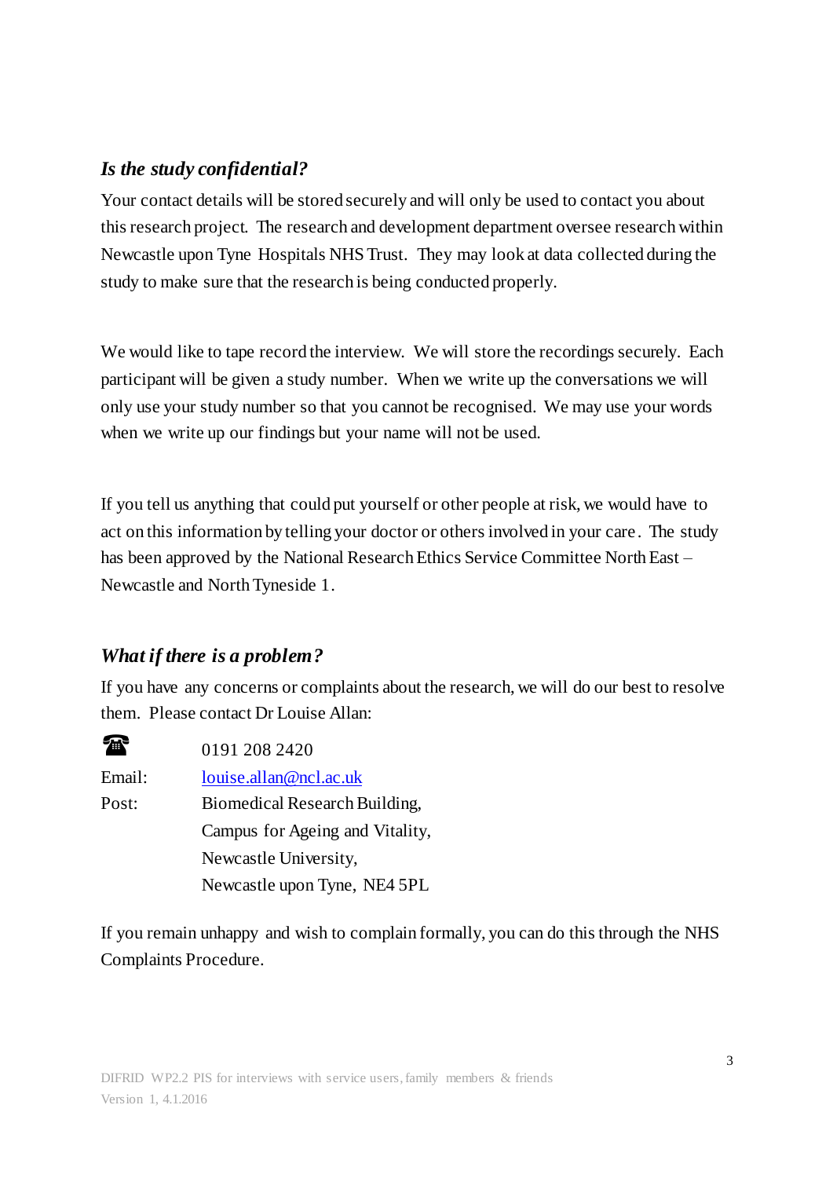### *Is the study confidential?*

Your contact details will be stored securely and will only be used to contact you about this research project. The research and development department oversee research within Newcastle upon Tyne Hospitals NHS Trust. They may look at data collected during the study to make sure that the research is being conducted properly.

We would like to tape record the interview. We will store the recordings securely. Each participant will be given a study number. When we write up the conversations we will only use your study number so that you cannot be recognised. We may use your words when we write up our findings but your name will not be used.

If you tell us anything that could put yourself or other people at risk, we would have to act on this information by telling your doctor or others involved in your care. The study has been approved by the National Research Ethics Service Committee North East – Newcastle and North Tyneside 1.

### *What if there is a problem?*

If you have any concerns or complaints about the research, we will do our best to resolve them. Please contact Dr Louise Allan:

☎ 0191 208 2420

Email: louise.allan@ncl.ac.uk

Post: Biomedical Research Building,
Campus for Ageing and Vitality,
Newcastle University,
Newcastle upon Tyne, NE4 5PL

If you remain unhappy and wish to complain formally, you can do this through the NHS Complaints Procedure.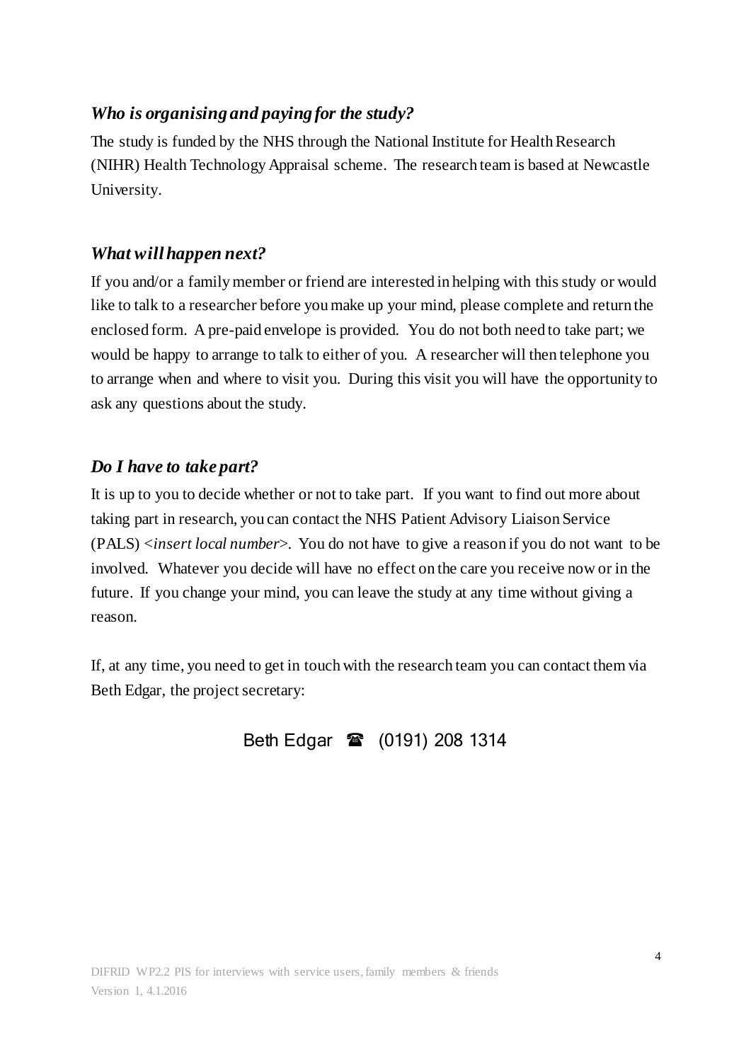### *Who is organising and paying for the study?*

The study is funded by the NHS through the National Institute for Health Research (NIHR) Health Technology Appraisal scheme. The research team is based at Newcastle University.

### *What will happen next?*

If you and/or a family member or friend are interested in helping with this study or would like to talk to a researcher before you make up your mind, please complete and return the enclosed form. A pre-paid envelope is provided. You do not both need to take part; we would be happy to arrange to talk to either of you. A researcher will then telephone you to arrange when and where to visit you. During this visit you will have the opportunity to ask any questions about the study.

### *Do I have to take part?*

It is up to you to decide whether or not to take part. If you want to find out more about taking part in research, you can contact the NHS Patient Advisory Liaison Service (PALS) <*insert local number*>. You do not have to give a reason if you do not want to be involved. Whatever you decide will have no effect on the care you receive now or in the future. If you change your mind, you can leave the study at any time without giving a reason.

If, at any time, you need to get in touch with the research team you can contact them via Beth Edgar, the project secretary:

Beth Edgar ☎ (0191) 208 1314

DIFRID WP2.2 PIS for interviews with service users, family members & friends
Version 1, 4.1.2016